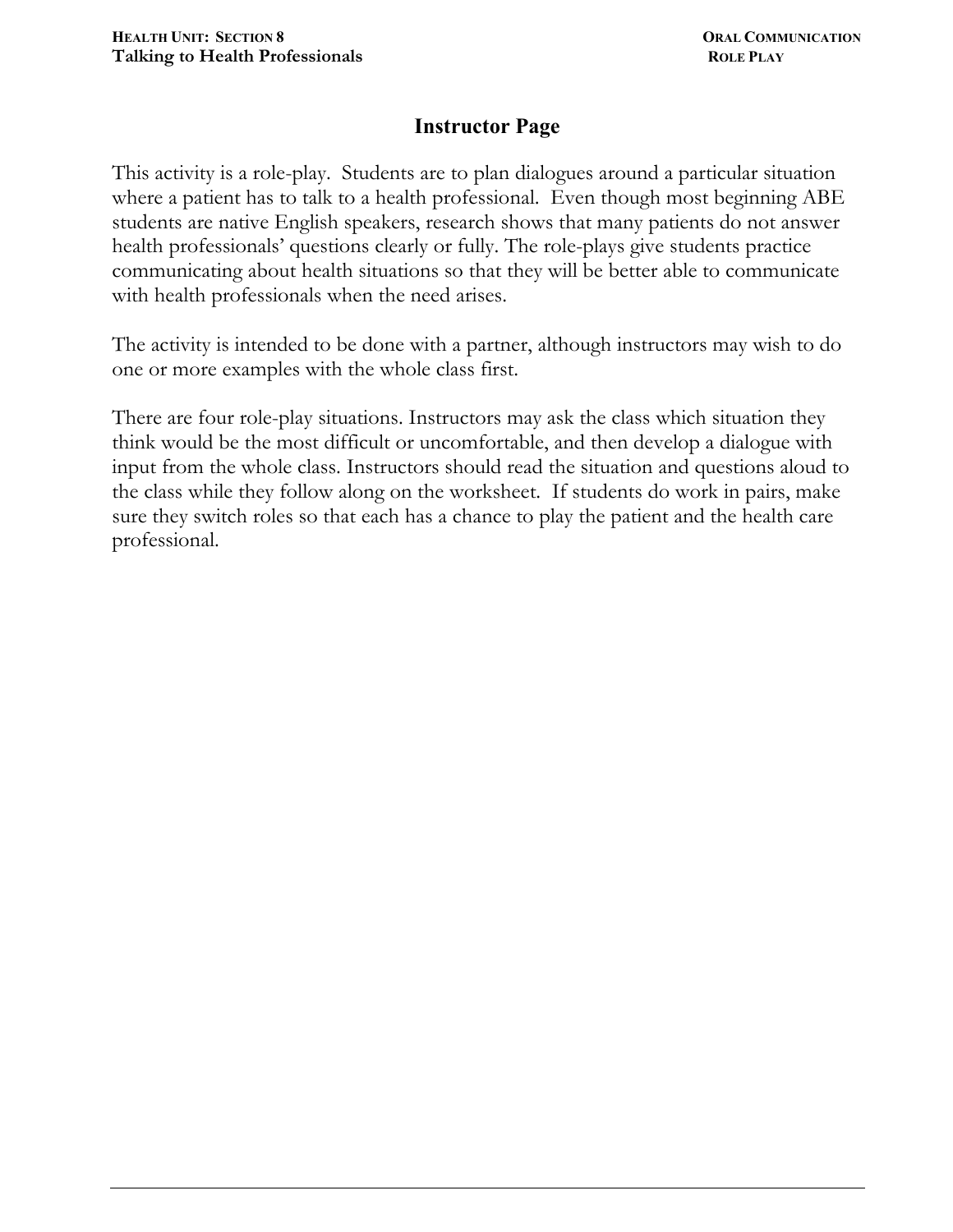# Instructor Page

This activity is a role-play. Students are to plan dialogues around a particular situation where a patient has to talk to a health professional. Even though most beginning ABE students are native English speakers, research shows that many patients do not answer health professionals' questions clearly or fully. The role-plays give students practice communicating about health situations so that they will be better able to communicate with health professionals when the need arises.

The activity is intended to be done with a partner, although instructors may wish to do one or more examples with the whole class first.

There are four role-play situations. Instructors may ask the class which situation they think would be the most difficult or uncomfortable, and then develop a dialogue with input from the whole class. Instructors should read the situation and questions aloud to the class while they follow along on the worksheet. If students do work in pairs, make sure they switch roles so that each has a chance to play the patient and the health care professional.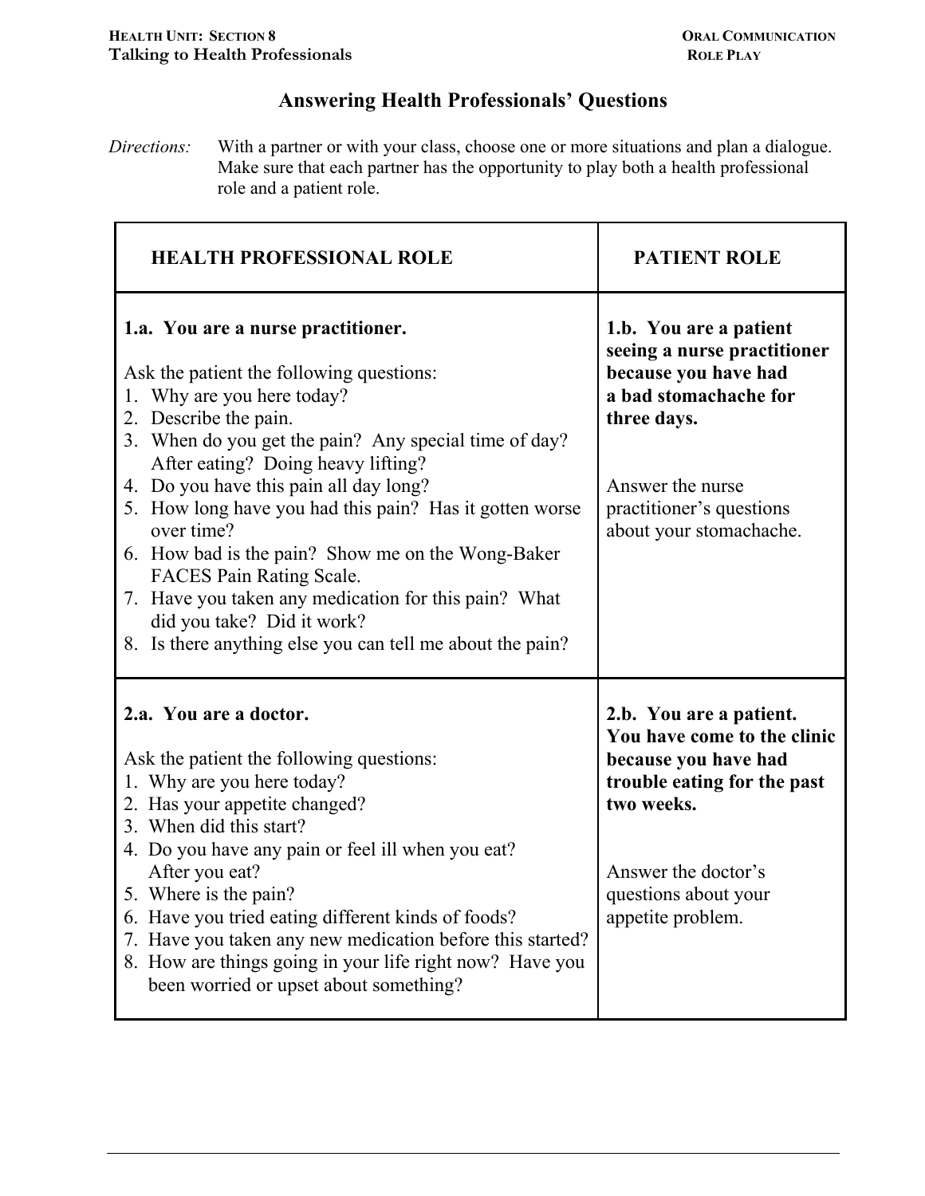# Answering Health Professionals' Questions

*Directions:* With a partner or with your class, choose one or more situations and plan a dialogue. Make sure that each partner has the opportunity to play both a health professional role and a patient role.

| HEALTH PROFESSIONAL ROLE | PATIENT ROLE |
|---|---|
| **1.a. You are a nurse practitioner.**<br><br>Ask the patient the following questions:<br>1. Why are you here today?<br>2. Describe the pain.<br>3. When do you get the pain? Any special time of day? After eating? Doing heavy lifting?<br>4. Do you have this pain all day long?<br>5. How long have you had this pain? Has it gotten worse over time?<br>6. How bad is the pain? Show me on the Wong-Baker FACES Pain Rating Scale.<br>7. Have you taken any medication for this pain? What did you take? Did it work?<br>8. Is there anything else you can tell me about the pain? | **1.b. You are a patient seeing a nurse practitioner because you have had a bad stomachache for three days.**<br><br>Answer the nurse practitioner's questions about your stomachache. |
| **2.a. You are a doctor.**<br><br>Ask the patient the following questions:<br>1. Why are you here today?<br>2. Has your appetite changed?<br>3. When did this start?<br>4. Do you have any pain or feel ill when you eat? After you eat?<br>5. Where is the pain?<br>6. Have you tried eating different kinds of foods?<br>7. Have you taken any new medication before this started?<br>8. How are things going in your life right now? Have you been worried or upset about something? | **2.b. You are a patient. You have come to the clinic because you have had trouble eating for the past two weeks.**<br><br>Answer the doctor's questions about your appetite problem. |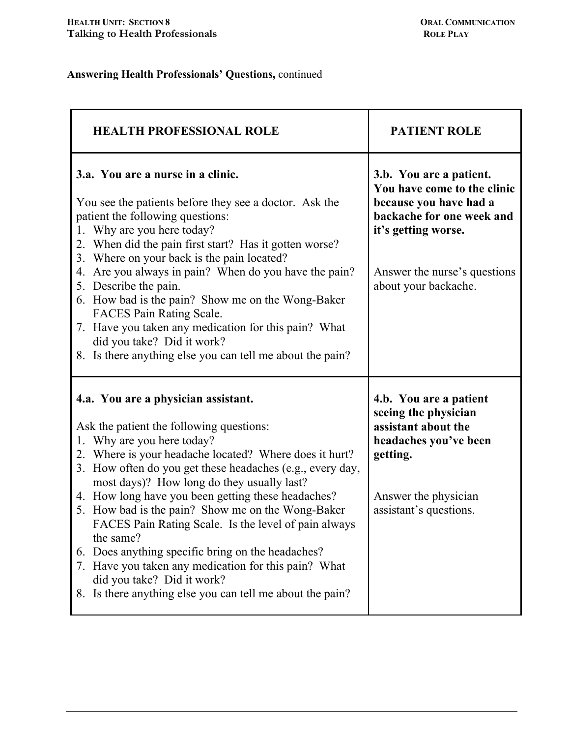**Answering Health Professionals' Questions,** continued

| HEALTH PROFESSIONAL ROLE | PATIENT ROLE |
|---|---|
| **3.a. You are a nurse in a clinic.**<br><br>You see the patients before they see a doctor. Ask the patient the following questions:<br>1. Why are you here today?<br>2. When did the pain first start? Has it gotten worse?<br>3. Where on your back is the pain located?<br>4. Are you always in pain? When do you have the pain?<br>5. Describe the pain.<br>6. How bad is the pain? Show me on the Wong-Baker FACES Pain Rating Scale.<br>7. Have you taken any medication for this pain? What did you take? Did it work?<br>8. Is there anything else you can tell me about the pain? | **3.b. You are a patient. You have come to the clinic because you have had a backache for one week and it's getting worse.**<br><br>Answer the nurse's questions about your backache. |
| **4.a. You are a physician assistant.**<br><br>Ask the patient the following questions:<br>1. Why are you here today?<br>2. Where is your headache located? Where does it hurt?<br>3. How often do you get these headaches (e.g., every day, most days)? How long do they usually last?<br>4. How long have you been getting these headaches?<br>5. How bad is the pain? Show me on the Wong-Baker FACES Pain Rating Scale. Is the level of pain always the same?<br>6. Does anything specific bring on the headaches?<br>7. Have you taken any medication for this pain? What did you take? Did it work?<br>8. Is there anything else you can tell me about the pain? | **4.b. You are a patient seeing the physician assistant about the headaches you've been getting.**<br><br>Answer the physician assistant's questions. |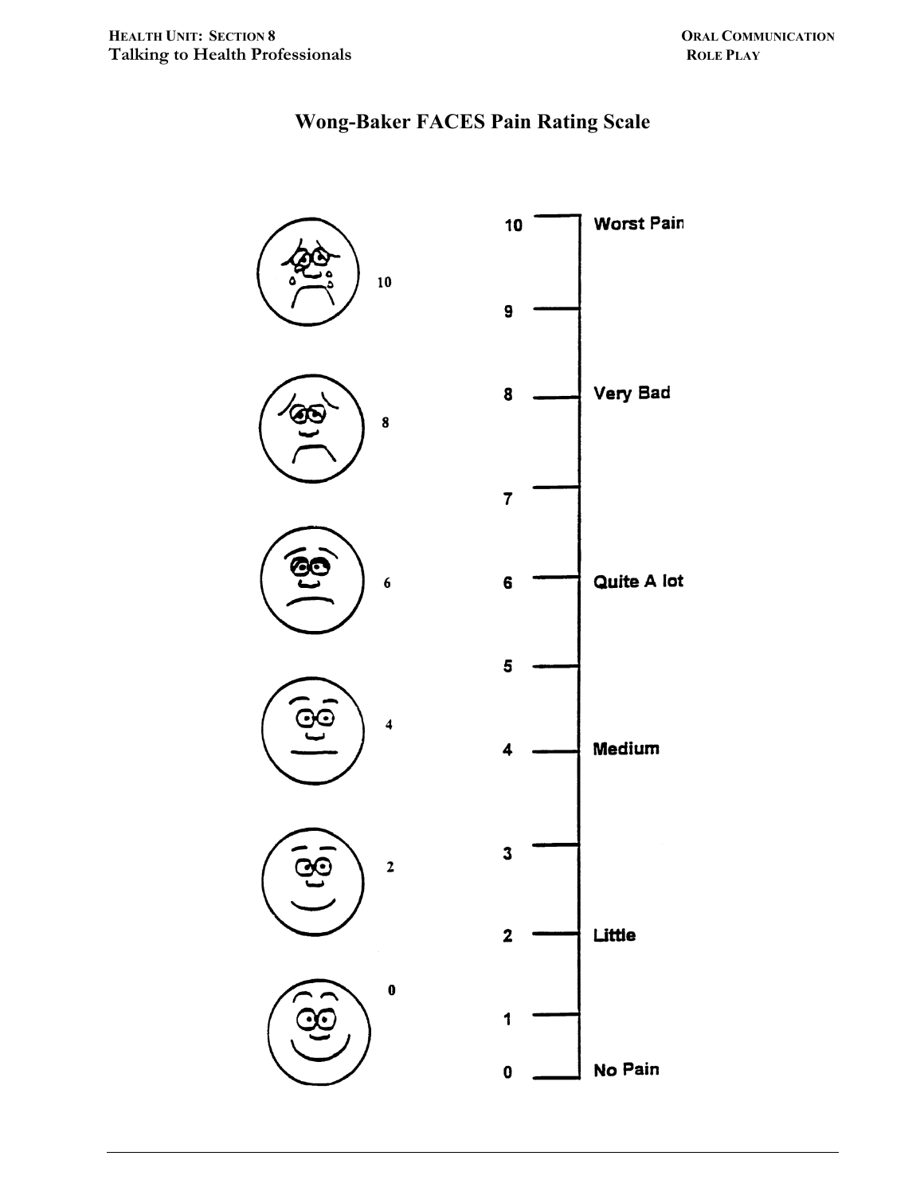# Wong-Baker FACES Pain Rating Scale

10

8

6

4

2

0

10 Worst Pain

9

8 Very Bad

7

6 Quite A lot

5

4 Medium

3

2 Little

1

0 No Pain